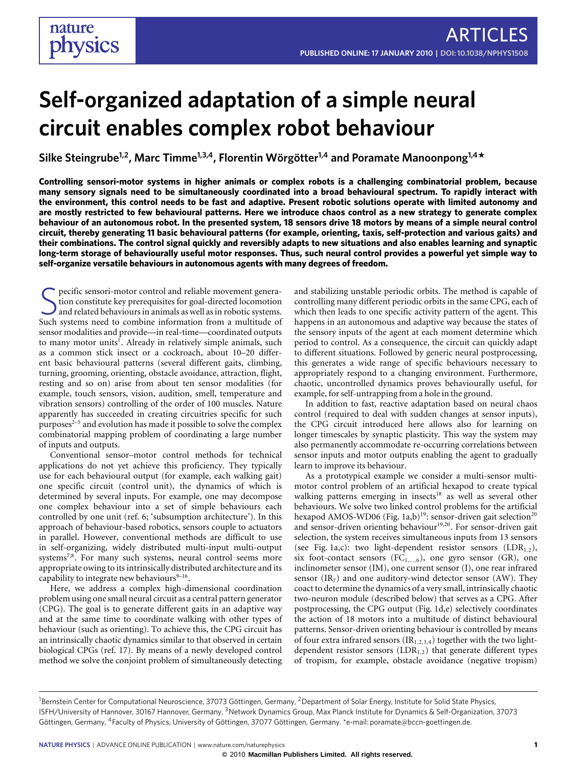# Self-organized adaptation of a simple neural circuit enables complex robot behaviour

**Silke Steingrube[1,2], Marc Timme[1,3,4], Florentin Wörgötter[1,4] and Poramate Manoonpong[1,4]***

**Controlling sensori-motor systems in higher animals or complex robots is a challenging combinatorial problem, because many sensory signals need to be simultaneously coordinated into a broad behavioural spectrum. To rapidly interact with the environment, this control needs to be fast and adaptive. Present robotic solutions operate with limited autonomy and are mostly restricted to few behavioural patterns. Here we introduce chaos control as a new strategy to generate complex behaviour of an autonomous robot. In the presented system, 18 sensors drive 18 motors by means of a simple neural control circuit, thereby generating 11 basic behavioural patterns (for example, orienting, taxis, self-protection and various gaits) and their combinations. The control signal quickly and reversibly adapts to new situations and also enables learning and synaptic long-term storage of behaviourally useful motor responses. Thus, such neural control provides a powerful yet simple way to self-organize versatile behaviours in autonomous agents with many degrees of freedom.**

Specific sensori-motor control and reliable movement generation constitute key prerequisites for goal-directed locomotion and related behaviours in animals as well as in robotic systems. Such systems need to combine information from a multitude of sensor modalities and provide—in real-time—coordinated outputs to many motor units[1]. Already in relatively simple animals, such as a common stick insect or a cockroach, about 10–20 different basic behavioural patterns (several different gaits, climbing, turning, grooming, orienting, obstacle avoidance, attraction, flight, resting and so on) arise from about ten sensor modalities (for example, touch sensors, vision, audition, smell, temperature and vibration sensors) controlling of the order of 100 muscles. Nature apparently has succeeded in creating circuitries specific for such purposes[2–5] and evolution has made it possible to solve the complex combinatorial mapping problem of coordinating a large number of inputs and outputs.

Conventional sensor–motor control methods for technical applications do not yet achieve this proficiency. They typically use for each behavioural output (for example, each walking gait) one specific circuit (control unit), the dynamics of which is determined by several inputs. For example, one may decompose one complex behaviour into a set of simple behaviours each controlled by one unit (ref. 6; 'subsumption architecture'). In this approach of behaviour-based robotics, sensors couple to actuators in parallel. However, conventional methods are difficult to use in self-organizing, widely distributed multi-input multi-output systems[7,8]. For many such systems, neural control seems more appropriate owing to its intrinsically distributed architecture and its capability to integrate new behaviours[9–16].

Here, we address a complex high-dimensional coordination problem using one small neural circuit as a central pattern generator (CPG). The goal is to generate different gaits in an adaptive way and at the same time to coordinate walking with other types of behaviour (such as orienting). To achieve this, the CPG circuit has an intrinsically chaotic dynamics similar to that observed in certain biological CPGs (ref. 17). By means of a newly developed control method we solve the conjoint problem of simultaneously detecting and stabilizing unstable periodic orbits. The method is capable of controlling many different periodic orbits in the same CPG, each of which then leads to one specific activity pattern of the agent. This happens in an autonomous and adaptive way because the states of the sensory inputs of the agent at each moment determine which period to control. As a consequence, the circuit can quickly adapt to different situations. Followed by generic neural postprocessing, this generates a wide range of specific behaviours necessary to appropriately respond to a changing environment. Furthermore, chaotic, uncontrolled dynamics proves behaviourally useful, for example, for self-untrapping from a hole in the ground.

In addition to fast, reactive adaptation based on neural chaos control (required to deal with sudden changes at sensor inputs), the CPG circuit introduced here allows also for learning on longer timescales by synaptic plasticity. This way the system may also permanently accommodate re-occurring correlations between sensor inputs and motor outputs enabling the agent to gradually learn to improve its behaviour.

As a prototypical example we consider a multi-sensor multi-motor control problem of an artificial hexapod to create typical walking patterns emerging in insects[18] as well as several other behaviours. We solve two linked control problems for the artificial hexapod AMOS-WD06 (Fig. 1a,b)[19]: sensor-driven gait selection[20] and sensor-driven orienting behaviour[19,20]. For sensor-driven gait selection, the system receives simultaneous inputs from 13 sensors (see Fig. 1a,c): two light-dependent resistor sensors ($LDR_{1,2}$), six foot-contact sensors ($FC_{1,...,6}$), one gyro sensor (GR), one inclinometer sensor (IM), one current sensor (I), one rear infrared sensor ($IR_7$) and one auditory-wind detector sensor (AW). They coact to determine the dynamics of a very small, intrinsically chaotic two-neuron module (described below) that serves as a CPG. After postprocessing, the CPG output (Fig. 1d,e) selectively coordinates the action of 18 motors into a multitude of distinct behavioural patterns. Sensor-driven orienting behaviour is controlled by means of four extra infrared sensors ($IR_{1,2,3,4}$) together with the two light-dependent resistor sensors ($LDR_{1,2}$) that generate different types of tropism, for example, obstacle avoidance (negative tropism)

[1]Bernstein Center for Computational Neuroscience, 37073 Göttingen, Germany, [2]Department of Solar Energy, Institute for Solid State Physics, ISFH/University of Hannover, 30167 Hannover, Germany, [3]Network Dynamics Group, Max Planck Institute for Dynamics & Self-Organization, 37073 Göttingen, Germany, [4]Faculty of Physics, University of Göttingen, 37077 Göttingen, Germany. *e-mail: poramate@bccn-goettingen.de.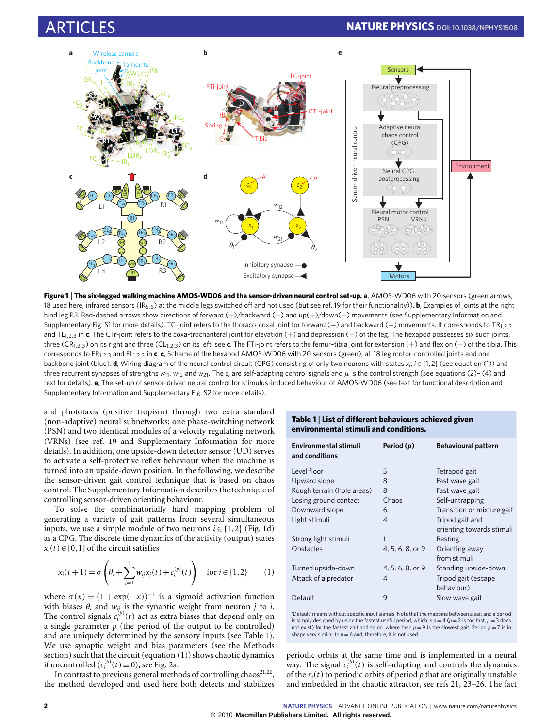**Figure 1 | The six-legged walking machine AMOS-WD06 and the sensor-driven neural control set-up. a**, AMOS-WD06 with 20 sensors (green arrows, 18 used here, infrared sensors ($IR_{5,6}$) at the middle legs switched off and not used (but see ref. 19 for their functionality)). **b**, Examples of joints at the right hind leg R3. Red-dashed arrows show directions of forward (+)/backward (−) and up(+)/down(−) movements (see Supplementary Information and Supplementary Fig. S1 for more details). TC-joint refers to the thoraco-coxal joint for forward (+) and backward (−) movements. It corresponds to $TR_{1,2,3}$ and $TL_{1,2,3}$ in **c**. The CTr-joint refers to the coxa-trochanteral joint for elevation (+) and depression (−) of the leg. The hexapod possesses six such joints, three ($CR_{1,2,3}$) on its right and three ($CL_{1,2,3}$) on its left, see **c**. The FTi-joint refers to the femur–tibia joint for extension (+) and flexion (−) of the tibia. This corresponds to $FR_{1,2,3}$ and $FL_{1,2,3}$ in **c**. **c**, Scheme of the hexapod AMOS-WD06 with 20 sensors (green), all 18 leg motor-controlled joints and one backbone joint (blue). **d**, Wiring diagram of the neural control circuit (CPG) consisting of only two neurons with states $x_i$, $i \in \{1, 2\}$ (see equation (1)) and three recurrent synapses of strengths $w_{11}$, $w_{12}$ and $w_{21}$. The $c_i$ are self-adapting control signals and $\mu$ is the control strength (see equations (2)–(4) and text for details). **e**, The set-up of sensor-driven neural control for stimulus-induced behaviour of AMOS-WD06 (see text for functional description and Supplementary Information and Supplementary Fig. S2 for more details).

and phototaxis (positive tropism) through two extra standard (non-adaptive) neural subnetworks: one phase-switching network (PSN) and two identical modules of a velocity regulating network (VRNs) (see ref. 19 and Supplementary Information for more details). In addition, one upside-down detector sensor (UD) serves to activate a self-protective reflex behaviour when the machine is turned into an upside-down position. In the following, we describe the sensor-driven gait control technique that is based on chaos control. The Supplementary Information describes the technique of controlling sensor-driven orienting behaviour.

To solve the combinatorially hard mapping problem of generating a variety of gait patterns from several simultaneous inputs, we use a simple module of two neurons $i \in \{1, 2\}$ (Fig. 1d) as a CPG. The discrete time dynamics of the activity (output) states $x_i(t) \in [0, 1]$ of the circuit satisfies

$$x_i(t+1) = \sigma\left(\theta_i + \sum_{j=1}^{2} w_{ij} x_j(t) + c_i^{(p)}(t)\right) \quad \text{for } i \in \{1, 2\} \qquad (1)$$

where $\sigma(x) = (1 + \exp(-x))^{-1}$ is a sigmoid activation function with biases $\theta_i$ and $w_{ij}$ is the synaptic weight from neuron $j$ to $i$. The control signals $c_i^{(p)}(t)$ act as extra biases that depend only on a single parameter $p$ (the period of the output to be controlled) and are uniquely determined by the sensory inputs (see Table 1). We use synaptic weight and bias parameters (see the Methods section) such that the circuit (equation (1)) shows chaotic dynamics if uncontrolled ($c_i^{(p)}(t) \equiv 0$), see Fig. 2a.

In contrast to previous general methods of controlling chaos[21,22], the method developed and used here both detects and stabilizes periodic orbits at the same time and is implemented in a neural way. The signal $c_i^{(p)}(t)$ is self-adapting and controls the dynamics of the $x_i(t)$ to periodic orbits of period $p$ that are originally unstable and embedded in the chaotic attractor, see refs 21, 23–26. The fact

**Table 1 | List of different behaviours achieved given environmental stimuli and conditions.**

| Environmental stimuli and conditions | Period ($p$) | Behavioural pattern |
|---|---|---|
| Level floor | 5 | Tetrapod gait |
| Upward slope | 8 | Fast wave gait |
| Rough terrain (hole areas) | 8 | Fast wave gait |
| Losing ground contact | Chaos | Self-untrapping |
| Downward slope | 6 | Transition or mixture gait |
| Light stimuli | 4 | Tripod gait and orienting towards stimuli |
| Strong light stimuli | 1 | Resting |
| Obstacles | 4, 5, 6, 8, or 9 | Orienting away from stimuli |
| Turned upside-down | 4, 5, 6, 8, or 9 | Standing upside-down |
| Attack of a predator | 4 | Tripod gait (escape behaviour) |
| Default | 9 | Slow wave gait |

'Default' means without specific input signals. Note that the mapping between a gait and a period is simply designed by using the fastest useful period, which is $p = 4$ ($p = 2$ is too fast, $p = 3$ does not exist) for the fastest gait and so on, where then $p = 9$ is the slowest gait. Period $p = 7$ is in shape very similar to $p = 6$ and, therefore, it is not used.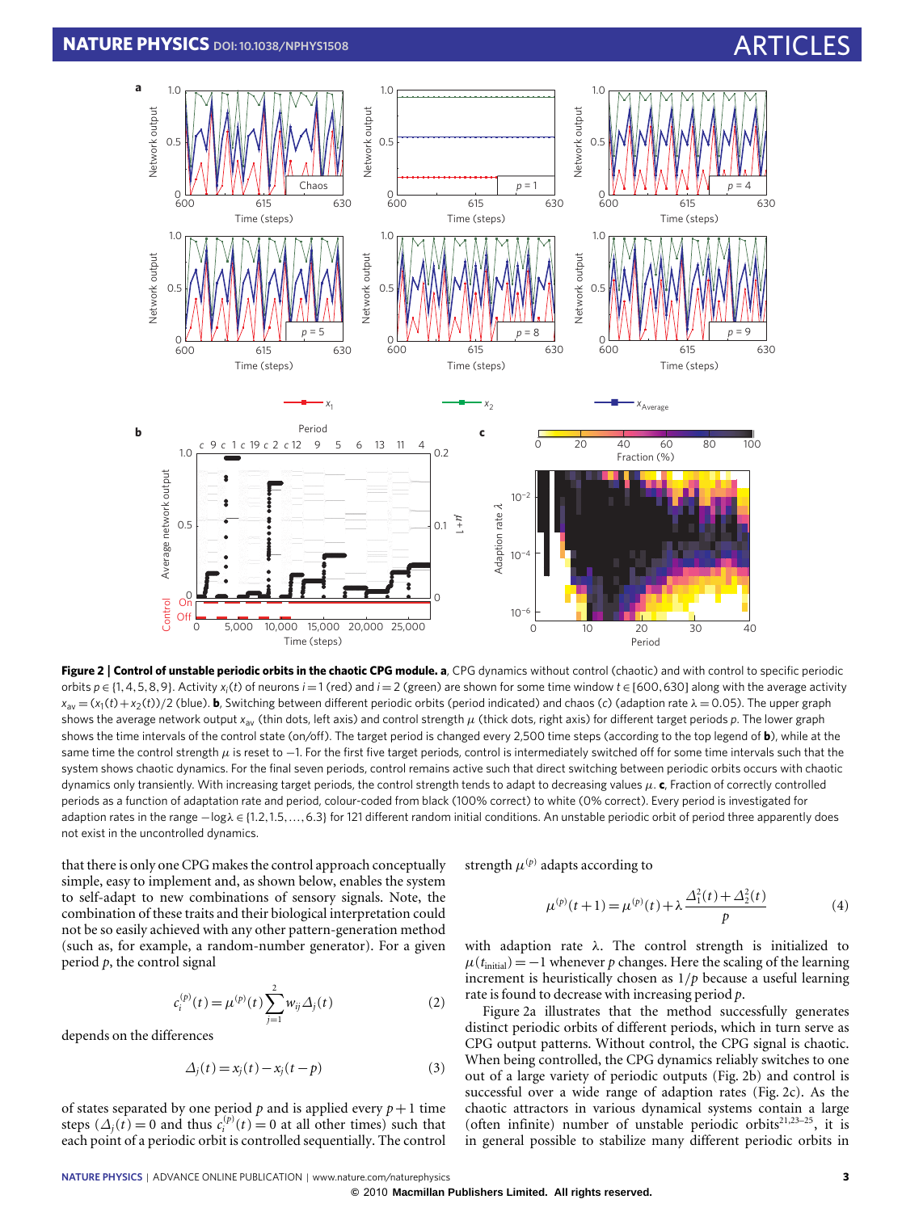**Figure 2 | Control of unstable periodic orbits in the chaotic CPG module. a**, CPG dynamics without control (chaotic) and with control to specific periodic orbits $p \in \{1,4,5,8,9\}$. Activity $x_i(t)$ of neurons $i=1$ (red) and $i=2$ (green) are shown for some time window $t \in [600,630]$ along with the average activity $x_{av} = (x_1(t)+x_2(t))/2$ (blue). **b**, Switching between different periodic orbits (period indicated) and chaos (*c*) (adaption rate $\lambda = 0.05$). The upper graph shows the average network output $x_{av}$ (thin dots, left axis) and control strength $\mu$ (thick dots, right axis) for different target periods $p$. The lower graph shows the time intervals of the control state (on/off). The target period is changed every 2,500 time steps (according to the top legend of **b**), while at the same time the control strength $\mu$ is reset to $-1$. For the first five target periods, control is intermediately switched off for some time intervals such that the system shows chaotic dynamics. For the final seven periods, control remains active such that direct switching between periodic orbits occurs with chaotic dynamics only transiently. With increasing target periods, the control strength tends to adapt to decreasing values $\mu$. **c**, Fraction of correctly controlled periods as a function of adaptation rate and period, colour-coded from black (100% correct) to white (0% correct). Every period is investigated for adaption rates in the range $-\log\lambda \in \{1.2, 1.5, \ldots, 6.3\}$ for 121 different random initial conditions. An unstable periodic orbit of period three apparently does not exist in the uncontrolled dynamics.

that there is only one CPG makes the control approach conceptually simple, easy to implement and, as shown below, enables the system to self-adapt to new combinations of sensory signals. Note, the combination of these traits and their biological interpretation could not be so easily achieved with any other pattern-generation method (such as, for example, a random-number generator). For a given period $p$, the control signal

$$c_i^{(p)}(t) = \mu^{(p)}(t) \sum_{j=1}^{2} w_{ij} \Delta_j(t) \qquad (2)$$

depends on the differences

$$\Delta_j(t) = x_j(t) - x_j(t-p) \qquad (3)$$

of states separated by one period $p$ and is applied every $p+1$ time steps ($\Delta_j(t) = 0$ and thus $c_i^{(p)}(t) = 0$ at all other times) such that each point of a periodic orbit is controlled sequentially. The control strength $\mu^{(p)}$ adapts according to

$$\mu^{(p)}(t+1) = \mu^{(p)}(t) + \lambda \frac{\Delta_1^2(t) + \Delta_2^2(t)}{p} \qquad (4)$$

with adaption rate $\lambda$. The control strength is initialized to $\mu(t_{\text{initial}}) = -1$ whenever $p$ changes. Here the scaling of the learning increment is heuristically chosen as $1/p$ because a useful learning rate is found to decrease with increasing period $p$.

Figure 2a illustrates that the method successfully generates distinct periodic orbits of different periods, which in turn serve as CPG output patterns. Without control, the CPG signal is chaotic. When being controlled, the CPG dynamics reliably switches to one out of a large variety of periodic outputs (Fig. 2b) and control is successful over a wide range of adaption rates (Fig. 2c). As the chaotic attractors in various dynamical systems contain a large (often infinite) number of unstable periodic orbits[21,23–25], it is in general possible to stabilize many different periodic orbits in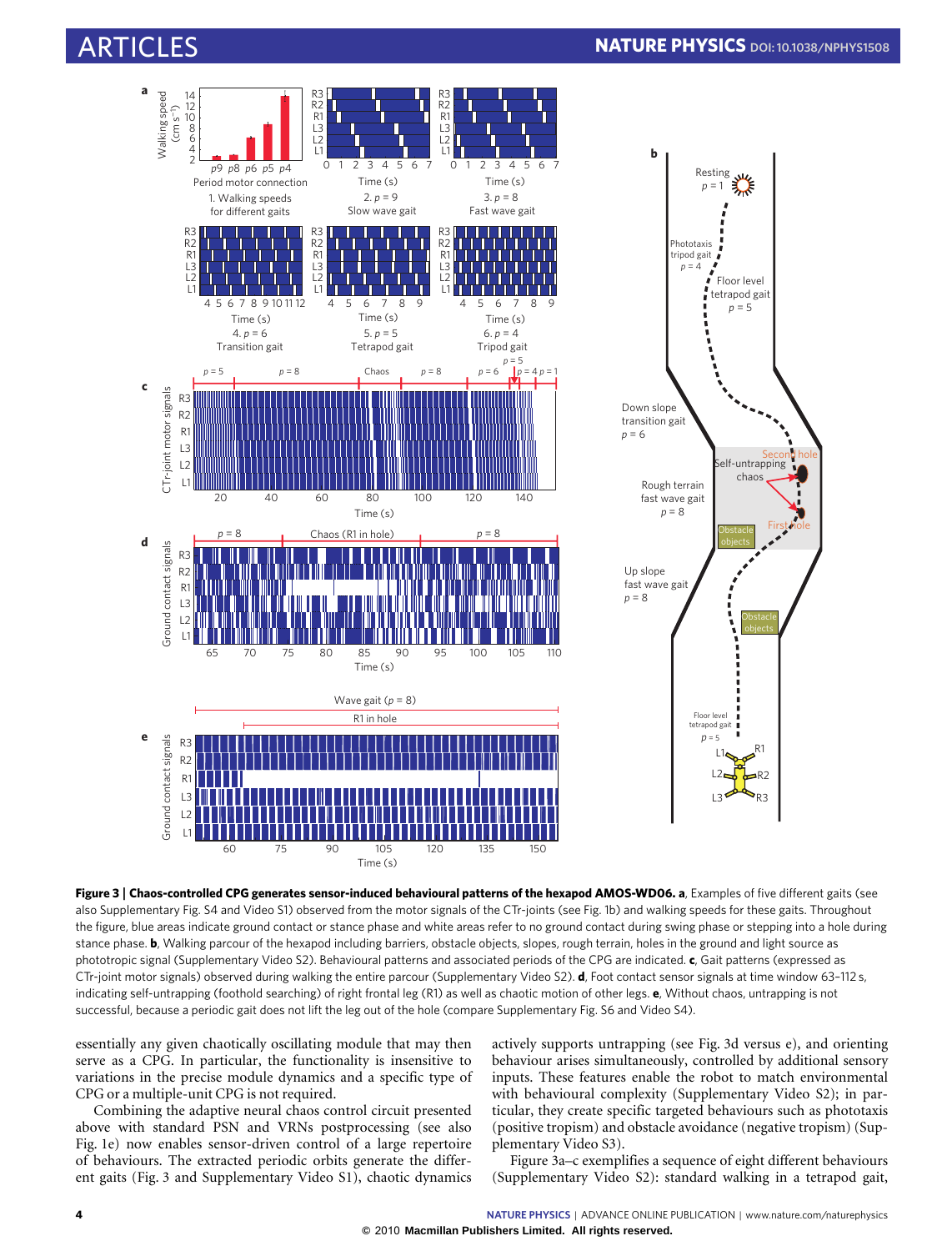**Figure 3 | Chaos-controlled CPG generates sensor-induced behavioural patterns of the hexapod AMOS-WD06. a**, Examples of five different gaits (see also Supplementary Fig. S4 and Video S1) observed from the motor signals of the CTr-joints (see Fig. 1b) and walking speeds for these gaits. Throughout the figure, blue areas indicate ground contact or stance phase and white areas refer to no ground contact during swing phase or stepping into a hole during stance phase. **b**, Walking parcour of the hexapod including barriers, obstacle objects, slopes, rough terrain, holes in the ground and light source as phototropic signal (Supplementary Video S2). Behavioural patterns and associated periods of the CPG are indicated. **c**, Gait patterns (expressed as CTr-joint motor signals) observed during walking the entire parcour (Supplementary Video S2). **d**, Foot contact sensor signals at time window 63–112 s, indicating self-untrapping (foothold searching) of right frontal leg (R1) as well as chaotic motion of other legs. **e**, Without chaos, untrapping is not successful, because a periodic gait does not lift the leg out of the hole (compare Supplementary Fig. S6 and Video S4).

essentially any given chaotically oscillating module that may then serve as a CPG. In particular, the functionality is insensitive to variations in the precise module dynamics and a specific type of CPG or a multiple-unit CPG is not required.

Combining the adaptive neural chaos control circuit presented above with standard PSN and VRNs postprocessing (see also Fig. 1e) now enables sensor-driven control of a large repertoire of behaviours. The extracted periodic orbits generate the different gaits (Fig. 3 and Supplementary Video S1), chaotic dynamics actively supports untrapping (see Fig. 3d versus e), and orienting behaviour arises simultaneously, controlled by additional sensory inputs. These features enable the robot to match environmental with behavioural complexity (Supplementary Video S2); in particular, they create specific targeted behaviours such as phototaxis (positive tropism) and obstacle avoidance (negative tropism) (Supplementary Video S3).

Figure 3a–c exemplifies a sequence of eight different behaviours (Supplementary Video S2): standard walking in a tetrapod gait,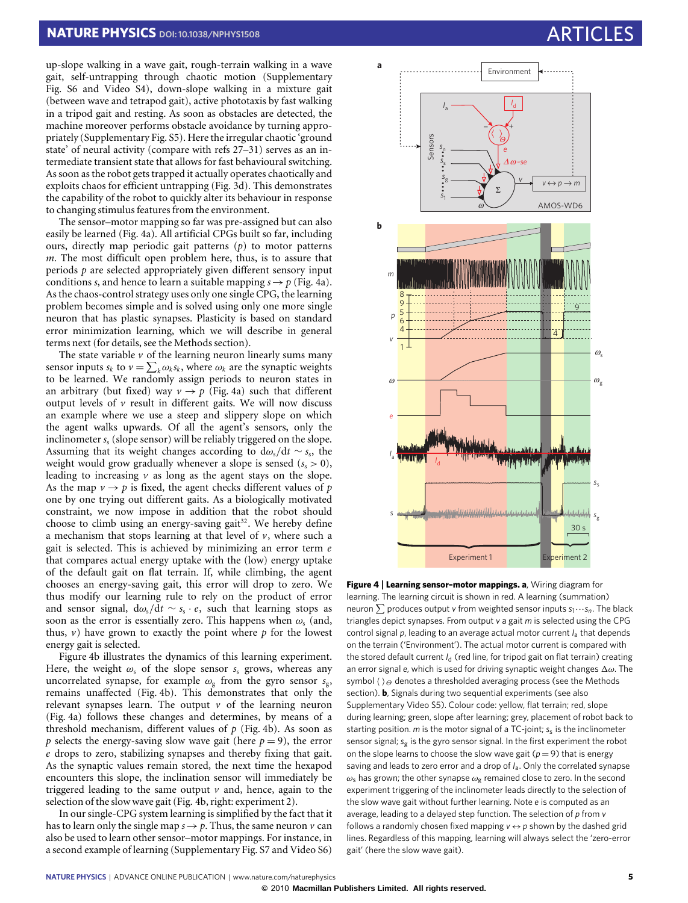up-slope walking in a wave gait, rough-terrain walking in a wave gait, self-untrapping through chaotic motion (Supplementary Fig. S6 and Video S4), down-slope walking in a mixture gait (between wave and tetrapod gait), active phototaxis by fast walking in a tripod gait and resting. As soon as obstacles are detected, the machine moreover performs obstacle avoidance by turning appropriately (Supplementary Fig. S5). Here the irregular chaotic 'ground state' of neural activity (compare with refs 27–31) serves as an intermediate transient state that allows for fast behavioural switching. As soon as the robot gets trapped it actually operates chaotically and exploits chaos for efficient untrapping (Fig. 3d). This demonstrates the capability of the robot to quickly alter its behaviour in response to changing stimulus features from the environment.

The sensor–motor mapping so far was pre-assigned but can also easily be learned (Fig. 4a). All artificial CPGs built so far, including ours, directly map periodic gait patterns ($p$) to motor patterns $m$. The most difficult open problem here, thus, is to assure that periods $p$ are selected appropriately given different sensory input conditions $s$, and hence to learn a suitable mapping $s \rightarrow p$ (Fig. 4a). As the chaos-control strategy uses only one single CPG, the learning problem becomes simple and is solved using only one more single neuron that has plastic synapses. Plasticity is based on standard error minimization learning, which we will describe in general terms next (for details, see the Methods section).

The state variable $v$ of the learning neuron linearly sums many sensor inputs $s_k$ to $v = \sum_k \omega_k s_k$, where $\omega_k$ are the synaptic weights to be learned. We randomly assign periods to neuron states in an arbitrary (but fixed) way $v \rightarrow p$ (Fig. 4a) such that different output levels of $v$ result in different gaits. We will now discuss an example where we use a steep and slippery slope on which the agent walks upwards. Of all the agent's sensors, only the inclinometer $s_s$ (slope sensor) will be reliably triggered on the slope. Assuming that its weight changes according to $d\omega_s/dt \sim s_s$, the weight would grow gradually whenever a slope is sensed ($s_s > 0$), leading to increasing $v$ as long as the agent stays on the slope. As the map $v \rightarrow p$ is fixed, the agent checks different values of $p$ one by one trying out different gaits. As a biologically motivated constraint, we now impose in addition that the robot should choose to climb using an energy-saving gait[32]. We hereby define a mechanism that stops learning at that level of $v$, where such a gait is selected. This is achieved by minimizing an error term $e$ that compares actual energy uptake with the (low) energy uptake of the default gait on flat terrain. If, while climbing, the agent chooses an energy-saving gait, this error will drop to zero. We thus modify our learning rule to rely on the product of error and sensor signal, $d\omega_s/dt \sim s_s \cdot e$, such that learning stops as soon as the error is essentially zero. This happens when $\omega_s$ (and, thus, $v$) have grown to exactly the point where $p$ for the lowest energy gait is selected.

Figure 4b illustrates the dynamics of this learning experiment. Here, the weight $\omega_s$ of the slope sensor $s_s$ grows, whereas any uncorrelated synapse, for example $\omega_g$ from the gyro sensor $s_g$, remains unaffected (Fig. 4b). This demonstrates that only the relevant synapses learn. The output $v$ of the learning neuron (Fig. 4a) follows these changes and determines, by means of a threshold mechanism, different values of $p$ (Fig. 4b). As soon as $p$ selects the energy-saving slow wave gait (here $p = 9$), the error $e$ drops to zero, stabilizing synapses and thereby fixing that gait. As the synaptic values remain stored, the next time the hexapod encounters this slope, the inclination sensor will immediately be triggered leading to the same output $v$ and, hence, again to the selection of the slow wave gait (Fig. 4b, right: experiment 2).

In our single-CPG system learning is simplified by the fact that it has to learn only the single map $s \rightarrow p$. Thus, the same neuron $v$ can also be used to learn other sensor–motor mappings. For instance, in a second example of learning (Supplementary Fig. S7 and Video S6)

**Figure 4 | Learning sensor–motor mappings. a**, Wiring diagram for learning. The learning circuit is shown in red. A learning (summation) neuron $\sum$ produces output $v$ from weighted sensor inputs $s_1 \cdots s_n$. The black triangles depict synapses. From output $v$ a gait $m$ is selected using the CPG control signal $p$, leading to an average actual motor current $I_a$ that depends on the terrain ('Environment'). The actual motor current is compared with the stored default current $I_d$ (red line, for tripod gait on flat terrain) creating an error signal $e$, which is used for driving synaptic weight changes $\Delta\omega$. The symbol $\langle\,\rangle_\Theta$ denotes a thresholded averaging process (see the Methods section). **b**, Signals during two sequential experiments (see also Supplementary Video S5). Colour code: yellow, flat terrain; red, slope during learning; green, slope after learning; grey, placement of robot back to starting position. $m$ is the motor signal of a TC-joint; $s_s$ is the inclinometer sensor signal; $s_g$ is the gyro sensor signal. In the first experiment the robot on the slope learns to choose the slow wave gait ($p = 9$) that is energy saving and leads to zero error and a drop of $I_a$. Only the correlated synapse $\omega_s$ has grown; the other synapse $\omega_g$ remained close to zero. In the second experiment triggering of the inclinometer leads directly to the selection of the slow wave gait without further learning. Note $e$ is computed as an average, leading to a delayed step function. The selection of $p$ from $v$ follows a randomly chosen fixed mapping $v \leftrightarrow p$ shown by the dashed grid lines. Regardless of this mapping, learning will always select the 'zero-error gait' (here the slow wave gait).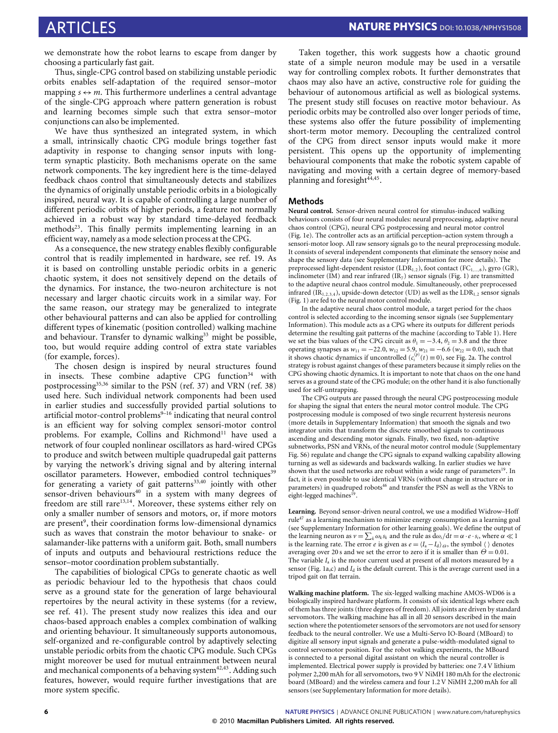we demonstrate how the robot learns to escape from danger by choosing a particularly fast gait.

Thus, single-CPG control based on stabilizing unstable periodic orbits enables self-adaptation of the required sensor–motor mapping $s \leftrightarrow m$. This furthermore underlines a central advantage of the single-CPG approach where pattern generation is robust and learning becomes simple such that extra sensor–motor conjunctions can also be implemented.

We have thus synthesized an integrated system, in which a small, intrinsically chaotic CPG module brings together fast adaptivity in response to changing sensor inputs with long-term synaptic plasticity. Both mechanisms operate on the same network components. The key ingredient here is the time-delayed feedback chaos control that simultaneously detects and stabilizes the dynamics of originally unstable periodic orbits in a biologically inspired, neural way. It is capable of controlling a large number of different periodic orbits of higher periods, a feature not normally achieved in a robust way by standard time-delayed feedback methods[23]. This finally permits implementing learning in an efficient way, namely as a mode selection process at the CPG.

As a consequence, the new strategy enables flexibly configurable control that is readily implemented in hardware, see ref. 19. As it is based on controlling unstable periodic orbits in a generic chaotic system, it does not sensitively depend on the details of the dynamics. For instance, the two-neuron architecture is not necessary and larger chaotic circuits work in a similar way. For the same reason, our strategy may be generalized to integrate other behavioural patterns and can also be applied for controlling different types of kinematic (position controlled) walking machine and behaviour. Transfer to dynamic walking[33] might be possible, too, but would require adding control of extra state variables (for example, forces).

The chosen design is inspired by neural structures found in insects. These combine adaptive CPG function[34] with postprocessing[35,36] similar to the PSN (ref. 37) and VRN (ref. 38) used here. Such individual network components had been used in earlier studies and successfully provided partial solutions to artificial motor-control problems[9–16] indicating that neural control is an efficient way for solving complex sensori-motor control problems. For example, Collins and Richmond[11] have used a network of four coupled nonlinear oscillators as hard-wired CPGs to produce and switch between multiple quadrupedal gait patterns by varying the network's driving signal and by altering internal oscillator parameters. However, embodied control techniques[39] for generating a variety of gait patterns[33,40] jointly with other sensor-driven behaviours[40] in a system with many degrees of freedom are still rare[13,14]. Moreover, these systems either rely on only a smaller number of sensors and motors, or, if more motors are present[9], their coordination forms low-dimensional dynamics such as waves that constrain the motor behaviour to snake- or salamander-like patterns with a uniform gait. Both, small numbers of inputs and outputs and behavioural restrictions reduce the sensor–motor coordination problem substantially.

The capabilities of biological CPGs to generate chaotic as well as periodic behaviour led to the hypothesis that chaos could serve as a ground state for the generation of large behavioural repertoires by the neural activity in these systems (for a review, see ref. 41). The present study now realizes this idea and our chaos-based approach enables a complex combination of walking and orienting behaviour. It simultaneously supports autonomous, self-organized and re-configurable control by adaptively selecting unstable periodic orbits from the chaotic CPG module. Such CPGs might moreover be used for mutual entrainment between neural and mechanical components of a behaving system[42,43]. Adding such features, however, would require further investigations that are more system specific.

Taken together, this work suggests how a chaotic ground state of a simple neuron module may be used in a versatile way for controlling complex robots. It further demonstrates that chaos may also have an active, constructive role for guiding the behaviour of autonomous artificial as well as biological systems. The present study still focuses on reactive motor behaviour. As periodic orbits may be controlled also over longer periods of time, these systems also offer the future possibility of implementing short-term motor memory. Decoupling the centralized control of the CPG from direct sensor inputs would make it more persistent. This opens up the opportunity of implementing behavioural components that make the robotic system capable of navigating and moving with a certain degree of memory-based planning and foresight[44,45].

## Methods

**Neural control.** Sensor-driven neural control for stimulus-induced walking behaviours consists of four neural modules: neural preprocessing, adaptive neural chaos control (CPG), neural CPG postprocessing and neural motor control (Fig. 1e). The controller acts as an artificial perception–action system through a sensori-motor loop. All raw sensory signals go to the neural preprocessing module. It consists of several independent components that eliminate the sensory noise and shape the sensory data (see Supplementary Information for more details). The preprocessed light-dependent resistor ($LDR_{1,2}$), foot contact ($FC_{1,...,6}$), gyro (GR), inclinometer (IM) and rear infrared ($IR_7$) sensor signals (Fig. 1) are transmitted to the adaptive neural chaos control module. Simultaneously, other preprocessed infrared ($IR_{1,2,3,4}$), upside-down detector (UD) as well as the $LDR_{1,2}$ sensor signals (Fig. 1) are fed to the neural motor control module.

In the adaptive neural chaos control module, a target period for the chaos control is selected according to the incoming sensor signals (see Supplementary Information). This module acts as a CPG where its outputs for different periods determine the resulting gait patterns of the machine (according to Table 1). Here we set the bias values of the CPG circuit as $\theta_1 = -3.4$, $\theta_2 = 3.8$ and the three operating synapses as $w_{11} = -22.0$, $w_{12} = 5.9$, $w_{21} = -6.6$ ($w_{22} = 0.0$), such that it shows chaotic dynamics if uncontrolled ($c_i^{(p)}(t) \equiv 0$), see Fig. 2a. The control strategy is robust against changes of these parameters because it simply relies on the CPG showing chaotic dynamics. It is important to note that chaos on the one hand serves as a ground state of the CPG module; on the other hand it is also functionally used for self-untrapping.

The CPG outputs are passed through the neural CPG postprocessing module for shaping the signal that enters the neural motor control module. The CPG postprocessing module is composed of two single recurrent hysteresis neurons (more details in Supplementary Information) that smooth the signals and two integrator units that transform the discrete smoothed signals to continuous ascending and descending motor signals. Finally, two fixed, non-adaptive subnetworks, PSN and VRNs, of the neural motor control module (Supplementary Fig. S6) regulate and change the CPG signals to expand walking capability allowing turning as well as sidewards and backwards walking. In earlier studies we have shown that the used networks are robust within a wide range of parameters[19]. In fact, it is even possible to use identical VRNs (without change in structure or in parameters) in quadruped robots[46] and transfer the PSN as well as the VRNs to eight-legged machines[19].

**Learning.** Beyond sensor-driven neural control, we use a modified Widrow–Hoff rule[47] as a learning mechanism to minimize energy consumption as a learning goal (see Supplementary Information for other learning goals). We define the output of the learning neuron as $v = \sum_k \omega_k s_k$ and the rule as $d\omega_i/dt = \alpha \cdot e \cdot s_i$, where $\alpha \ll 1$ is the learning rate. The error $e$ is given as $e = \langle I_a - I_d \rangle_\Theta$, the symbol $\langle\,\rangle$ denotes averaging over 20 s and we set the error to zero if it is smaller than $\Theta = 0.01$. The variable $I_a$ is the motor current used at present of all motors measured by a sensor (Fig. 1a,c) and $I_d$ is the default current. This is the average current used in a tripod gait on flat terrain.

**Walking machine platform.** The six-legged walking machine AMOS-WD06 is a biologically inspired hardware platform. It consists of six identical legs where each of them has three joints (three degrees of freedom). All joints are driven by standard servomotors. The walking machine has all in all 20 sensors described in the main section where the potentiometer sensors of the servomotors are not used for sensory feedback to the neural controller. We use a Multi-Servo IO-Board (MBoard) to digitize all sensory input signals and generate a pulse-width-modulated signal to control servomotor position. For the robot walking experiments, the MBoard is connected to a personal digital assistant on which the neural controller is implemented. Electrical power supply is provided by batteries: one 7.4 V lithium polymer 2,200 mAh for all servomotors, two 9 V NiMH 180 mAh for the electronic board (MBoard) and the wireless camera and four 1.2 V NiMH 2,200 mAh for all sensors (see Supplementary Information for more details).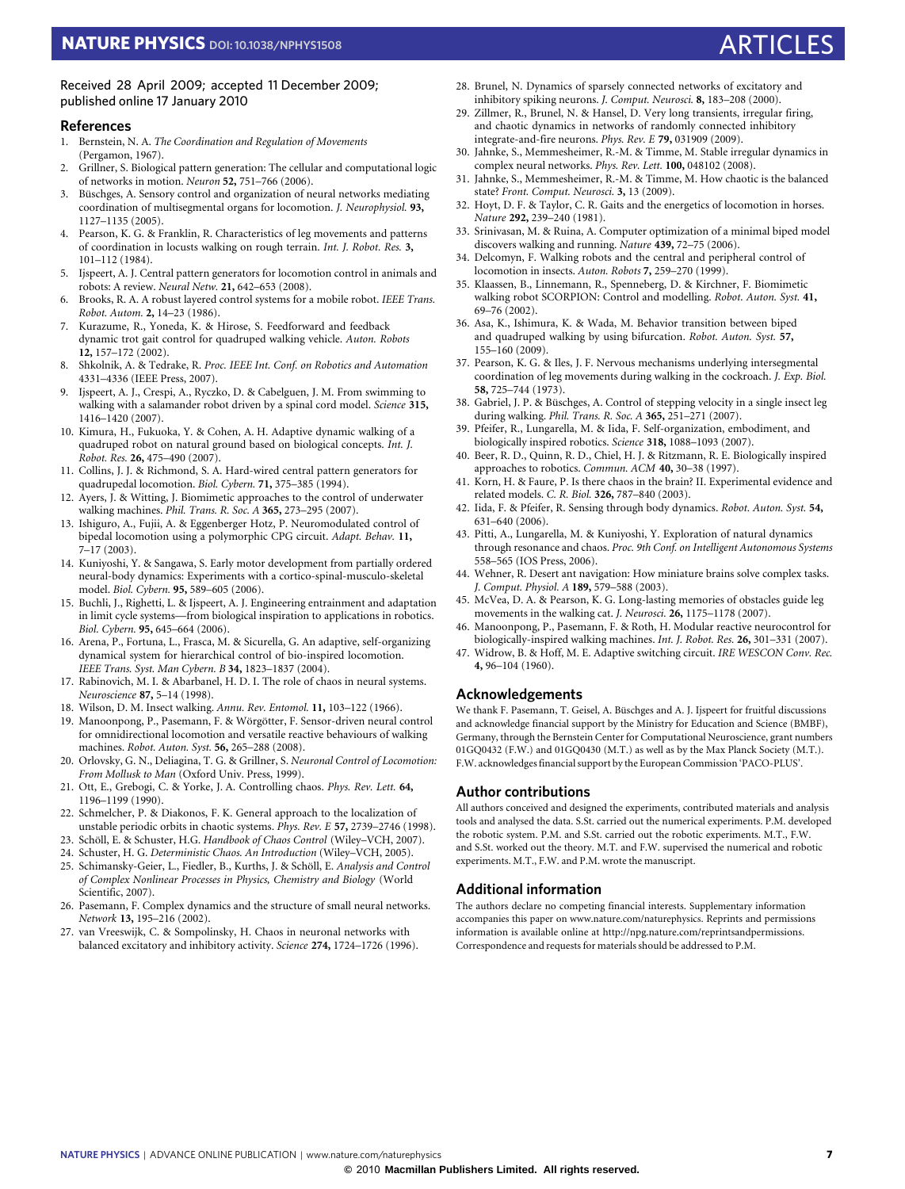Received 28 April 2009; accepted 11 December 2009; published online 17 January 2010

## References

1. Bernstein, N. A. *The Coordination and Regulation of Movements* (Pergamon, 1967).
2. Grillner, S. Biological pattern generation: The cellular and computational logic of networks in motion. *Neuron* **52,** 751–766 (2006).
3. Büschges, A. Sensory control and organization of neural networks mediating coordination of multisegmental organs for locomotion. *J. Neurophysiol.* **93,** 1127–1135 (2005).
4. Pearson, K. G. & Franklin, R. Characteristics of leg movements and patterns of coordination in locusts walking on rough terrain. *Int. J. Robot. Res.* **3,** 101–112 (1984).
5. Ijspeert, A. J. Central pattern generators for locomotion control in animals and robots: A review. *Neural Netw.* **21,** 642–653 (2008).
6. Brooks, R. A. A robust layered control systems for a mobile robot. *IEEE Trans. Robot. Autom.* **2,** 14–23 (1986).
7. Kurazume, R., Yoneda, K. & Hirose, S. Feedforward and feedback dynamic trot gait control for quadruped walking vehicle. *Auton. Robots* **12,** 157–172 (2002).
8. Shkolnik, A. & Tedrake, R. *Proc. IEEE Int. Conf. on Robotics and Automation* 4331–4336 (IEEE Press, 2007).
9. Ijspeert, A. J., Crespi, A., Ryczko, D. & Cabelguen, J. M. From swimming to walking with a salamander robot driven by a spinal cord model. *Science* **315,** 1416–1420 (2007).
10. Kimura, H., Fukuoka, Y. & Cohen, A. H. Adaptive dynamic walking of a quadruped robot on natural ground based on biological concepts. *Int. J. Robot. Res.* **26,** 475–490 (2007).
11. Collins, J. J. & Richmond, S. A. Hard-wired central pattern generators for quadrupedal locomotion. *Biol. Cybern.* **71,** 375–385 (1994).
12. Ayers, J. & Witting, J. Biomimetic approaches to the control of underwater walking machines. *Phil. Trans. R. Soc. A* **365,** 273–295 (2007).
13. Ishiguro, A., Fujii, A. & Eggenberger Hotz, P. Neuromodulated control of bipedal locomotion using a polymorphic CPG circuit. *Adapt. Behav.* **11,** 7–17 (2003).
14. Kuniyoshi, Y. & Sangawa, S. Early motor development from partially ordered neural-body dynamics: Experiments with a cortico-spinal-musculo-skeletal model. *Biol. Cybern.* **95,** 589–605 (2006).
15. Buchli, J., Righetti, L. & Ijspeert, A. J. Engineering entrainment and adaptation in limit cycle systems—from biological inspiration to applications in robotics. *Biol. Cybern.* **95,** 645–664 (2006).
16. Arena, P., Fortuna, L., Frasca, M. & Sicurella, G. An adaptive, self-organizing dynamical system for hierarchical control of bio-inspired locomotion. *IEEE Trans. Syst. Man Cybern. B* **34,** 1823–1837 (2004).
17. Rabinovich, M. I. & Abarbanel, H. D. I. The role of chaos in neural systems. *Neuroscience* **87,** 5–14 (1998).
18. Wilson, D. M. Insect walking. *Annu. Rev. Entomol.* **11,** 103–122 (1966).
19. Manoonpong, P., Pasemann, F. & Wörgötter, F. Sensor-driven neural control for omnidirectional locomotion and versatile reactive behaviours of walking machines. *Robot. Auton. Syst.* **56,** 265–288 (2008).
20. Orlovsky, G. N., Deliagina, T. G. & Grillner, S. *Neuronal Control of Locomotion: From Mollusk to Man* (Oxford Univ. Press, 1999).
21. Ott, E., Grebogi, C. & Yorke, J. A. Controlling chaos. *Phys. Rev. Lett.* **64,** 1196–1199 (1990).
22. Schmelcher, P. & Diakonos, F. K. General approach to the localization of unstable periodic orbits in chaotic systems. *Phys. Rev. E* **57,** 2739–2746 (1998).
23. Schöll, E. & Schuster, H.G. *Handbook of Chaos Control* (Wiley–VCH, 2007).
24. Schuster, H. G. *Deterministic Chaos. An Introduction* (Wiley–VCH, 2005).
25. Schimansky-Geier, L., Fiedler, B., Kurths, J. & Schöll, E. *Analysis and Control of Complex Nonlinear Processes in Physics, Chemistry and Biology* (World Scientific, 2007).
26. Pasemann, F. Complex dynamics and the structure of small neural networks. *Network* **13,** 195–216 (2002).
27. van Vreeswijk, C. & Sompolinsky, H. Chaos in neuronal networks with balanced excitatory and inhibitory activity. *Science* **274,** 1724–1726 (1996).
28. Brunel, N. Dynamics of sparsely connected networks of excitatory and inhibitory spiking neurons. *J. Comput. Neurosci.* **8,** 183–208 (2000).
29. Zillmer, R., Brunel, N. & Hansel, D. Very long transients, irregular firing, and chaotic dynamics in networks of randomly connected inhibitory integrate-and-fire neurons. *Phys. Rev. E* **79,** 031909 (2009).
30. Jahnke, S., Memmesheimer, R.-M. & Timme, M. Stable irregular dynamics in complex neural networks. *Phys. Rev. Lett.* **100,** 048102 (2008).
31. Jahnke, S., Memmesheimer, R.-M. & Timme, M. How chaotic is the balanced state? *Front. Comput. Neurosci.* **3,** 13 (2009).
32. Hoyt, D. F. & Taylor, C. R. Gaits and the energetics of locomotion in horses. *Nature* **292,** 239–240 (1981).
33. Srinivasan, M. & Ruina, A. Computer optimization of a minimal biped model discovers walking and running. *Nature* **439,** 72–75 (2006).
34. Delcomyn, F. Walking robots and the central and peripheral control of locomotion in insects. *Auton. Robots* **7,** 259–270 (1999).
35. Klaassen, B., Linnemann, R., Spenneberg, D. & Kirchner, F. Biomimetic walking robot SCORPION: Control and modelling. *Robot. Auton. Syst.* **41,** 69–76 (2002).
36. Asa, K., Ishimura, K. & Wada, M. Behavior transition between biped and quadruped walking by using bifurcation. *Robot. Auton. Syst.* **57,** 155–160 (2009).
37. Pearson, K. G. & Iles, J. F. Nervous mechanisms underlying intersegmental coordination of leg movements during walking in the cockroach. *J. Exp. Biol.* **58,** 725–744 (1973).
38. Gabriel, J. P. & Büschges, A. Control of stepping velocity in a single insect leg during walking. *Phil. Trans. R. Soc. A* **365,** 251–271 (2007).
39. Pfeifer, R., Lungarella, M. & Iida, F. Self-organization, embodiment, and biologically inspired robotics. *Science* **318,** 1088–1093 (2007).
40. Beer, R. D., Quinn, R. D., Chiel, H. J. & Ritzmann, R. E. Biologically inspired approaches to robotics. *Commun. ACM* **40,** 30–38 (1997).
41. Korn, H. & Faure, P. Is there chaos in the brain? II. Experimental evidence and related models. *C. R. Biol.* **326,** 787–840 (2003).
42. Iida, F. & Pfeifer, R. Sensing through body dynamics. *Robot. Auton. Syst.* **54,** 631–640 (2006).
43. Pitti, A., Lungarella, M. & Kuniyoshi, Y. Exploration of natural dynamics through resonance and chaos. *Proc. 9th Conf. on Intelligent Autonomous Systems* 558–565 (IOS Press, 2006).
44. Wehner, R. Desert ant navigation: How miniature brains solve complex tasks. *J. Comput. Physiol. A* **189,** 579–588 (2003).
45. McVea, D. A. & Pearson, K. G. Long-lasting memories of obstacles guide leg movements in the walking cat. *J. Neurosci.* **26,** 1175–1178 (2007).
46. Manoonpong, P., Pasemann, F. & Roth, H. Modular reactive neurocontrol for biologically-inspired walking machines. *Int. J. Robot. Res.* **26,** 301–331 (2007).
47. Widrow, B. & Hoff, M. E. Adaptive switching circuit. *IRE WESCON Conv. Rec.* **4,** 96–104 (1960).

## Acknowledgements

We thank F. Pasemann, T. Geisel, A. Büschges and A. J. Ijspeert for fruitful discussions and acknowledge financial support by the Ministry for Education and Science (BMBF), Germany, through the Bernstein Center for Computational Neuroscience, grant numbers 01GQ0432 (F.W.) and 01GQ0430 (M.T.) as well as by the Max Planck Society (M.T.). F.W. acknowledges financial support by the European Commission 'PACO-PLUS'.

## Author contributions

All authors conceived and designed the experiments, contributed materials and analysis tools and analysed the data. S.St. carried out the numerical experiments. P.M. developed the robotic system. P.M. and S.St. carried out the robotic experiments. M.T., F.W. and S.St. worked out the theory. M.T. and F.W. supervised the numerical and robotic experiments. M.T., F.W. and P.M. wrote the manuscript.

## Additional information

The authors declare no competing financial interests. Supplementary information accompanies this paper on www.nature.com/naturephysics. Reprints and permissions information is available online at http://npg.nature.com/reprintsandpermissions. Correspondence and requests for materials should be addressed to P.M.